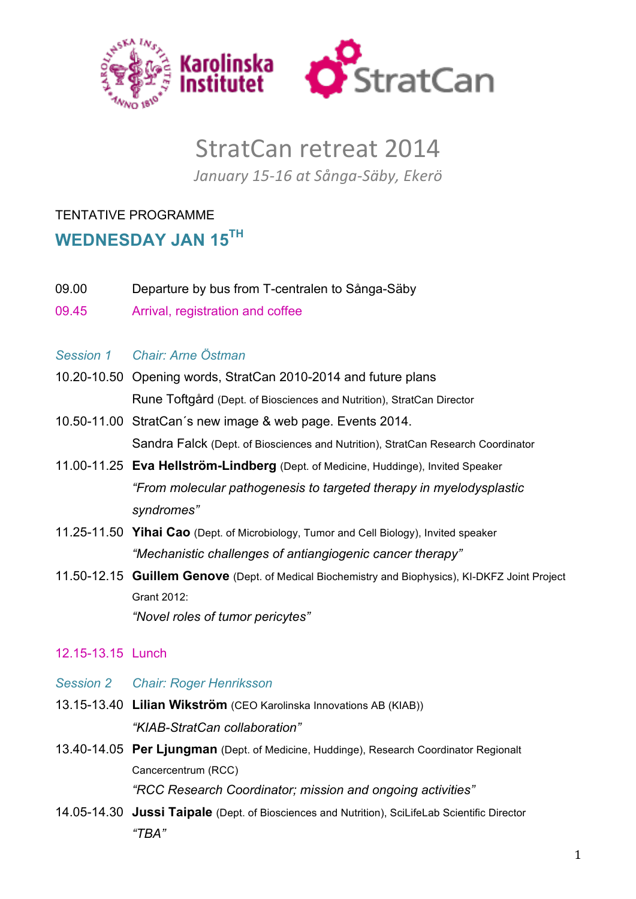# StratCan retreat 2014

*January 15-16 at Sånga-Säby, Ekerö*

TENTATIVE PROGRAMME

## WEDNESDAY JAN 15TH

09.00 Departure by bus from T-centralen to Sånga-Säby

09.45 Arrival, registration and coffee

*Session 1 Chair: Arne Östman*

10.20-10.50 Opening words, StratCan 2010-2014 and future plans
Rune Toftgård (Dept. of Biosciences and Nutrition), StratCan Director

10.50-11.00 StratCan´s new image & web page. Events 2014.
Sandra Falck (Dept. of Biosciences and Nutrition), StratCan Research Coordinator

11.00-11.25 **Eva Hellström-Lindberg** (Dept. of Medicine, Huddinge), Invited Speaker
*"From molecular pathogenesis to targeted therapy in myelodysplastic syndromes"*

11.25-11.50 **Yihai Cao** (Dept. of Microbiology, Tumor and Cell Biology), Invited speaker
*"Mechanistic challenges of antiangiogenic cancer therapy"*

11.50-12.15 **Guillem Genove** (Dept. of Medical Biochemistry and Biophysics), KI-DKFZ Joint Project Grant 2012:
*"Novel roles of tumor pericytes"*

12.15-13.15 Lunch

*Session 2 Chair: Roger Henriksson*

13.15-13.40 **Lilian Wikström** (CEO Karolinska Innovations AB (KIAB))
*"KIAB-StratCan collaboration"*

13.40-14.05 **Per Ljungman** (Dept. of Medicine, Huddinge), Research Coordinator Regionalt Cancercentrum (RCC)
*"RCC Research Coordinator; mission and ongoing activities"*

14.05-14.30 **Jussi Taipale** (Dept. of Biosciences and Nutrition), SciLifeLab Scientific Director
*"TBA"*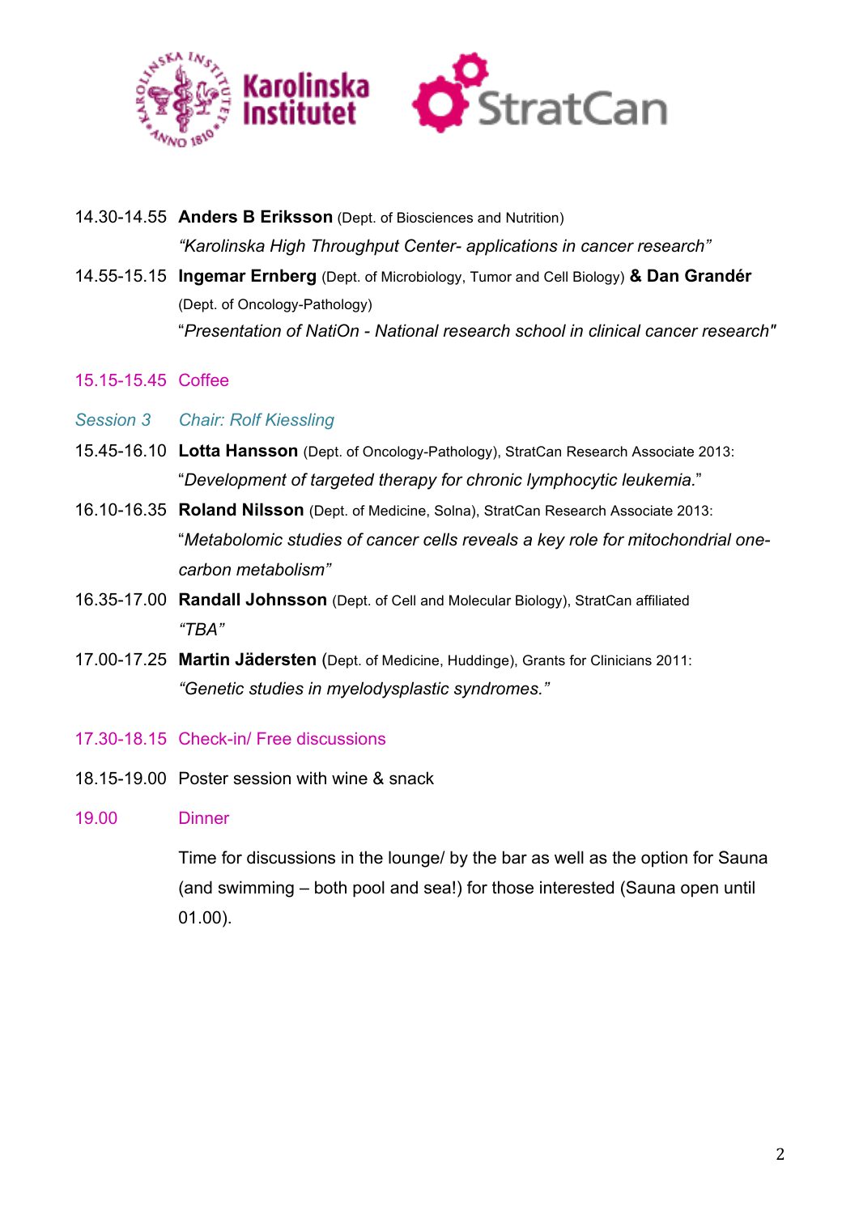14.30-14.55 **Anders B Eriksson** (Dept. of Biosciences and Nutrition)
*"Karolinska High Throughput Center- applications in cancer research"*

14.55-15.15 **Ingemar Ernberg** (Dept. of Microbiology, Tumor and Cell Biology) **& Dan Grandér** (Dept. of Oncology-Pathology)
"*Presentation of NatiOn - National research school in clinical cancer research"*

15.15-15.45 Coffee

*Session 3 Chair: Rolf Kiessling*

15.45-16.10 **Lotta Hansson** (Dept. of Oncology-Pathology), StratCan Research Associate 2013:
"*Development of targeted therapy for chronic lymphocytic leukemia.*"

16.10-16.35 **Roland Nilsson** (Dept. of Medicine, Solna), StratCan Research Associate 2013:
"*Metabolomic studies of cancer cells reveals a key role for mitochondrial one-carbon metabolism"*

16.35-17.00 **Randall Johnsson** (Dept. of Cell and Molecular Biology), StratCan affiliated
*"TBA"*

17.00-17.25 **Martin Jädersten** (Dept. of Medicine, Huddinge), Grants for Clinicians 2011:
*"Genetic studies in myelodysplastic syndromes."*

17.30-18.15 Check-in/ Free discussions

18.15-19.00 Poster session with wine & snack

19.00 Dinner

Time for discussions in the lounge/ by the bar as well as the option for Sauna (and swimming – both pool and sea!) for those interested (Sauna open until 01.00).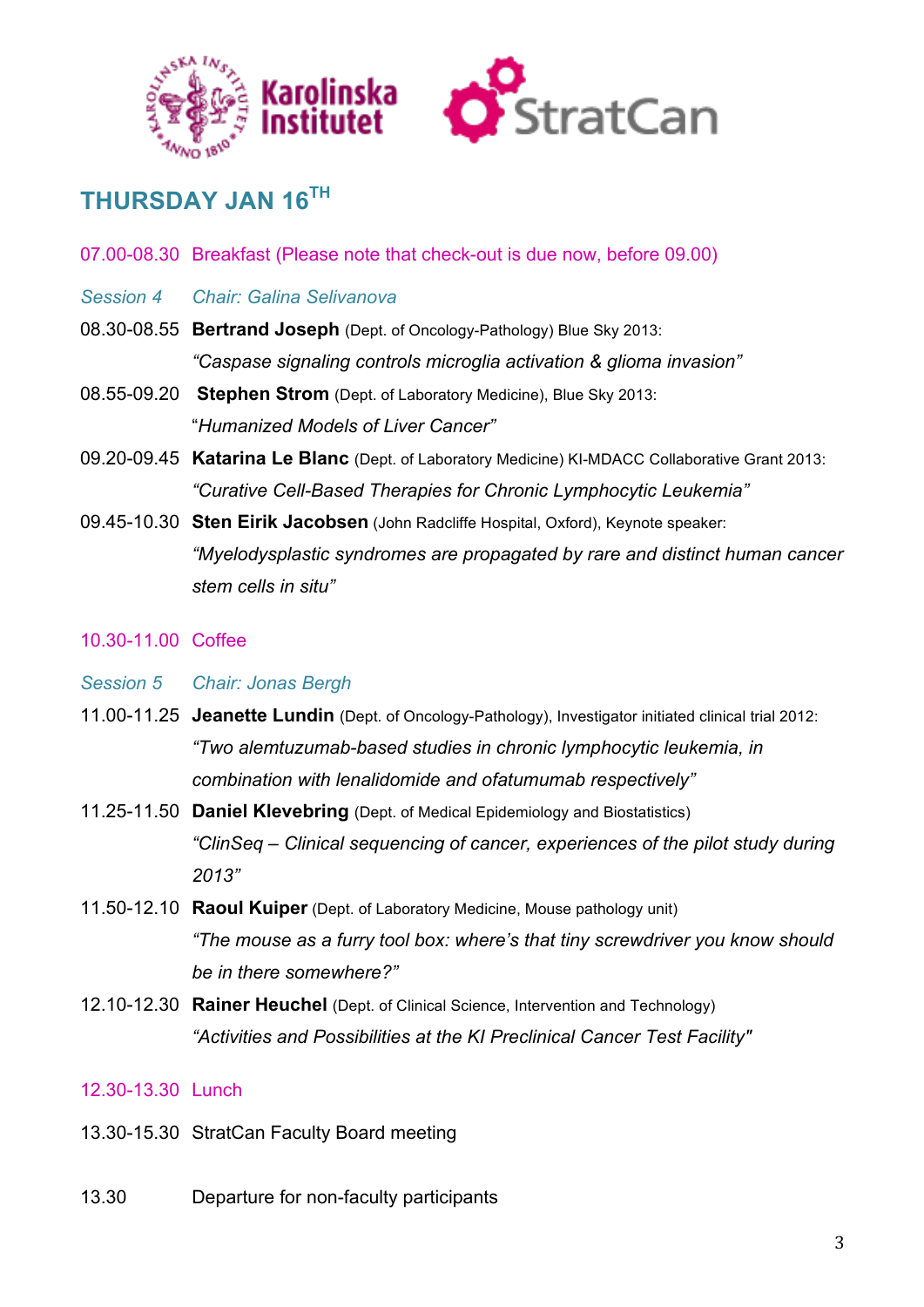## THURSDAY JAN 16TH

07.00-08.30 Breakfast (Please note that check-out is due now, before 09.00)

*Session 4 Chair: Galina Selivanova*

08.30-08.55 **Bertrand Joseph** (Dept. of Oncology-Pathology) Blue Sky 2013:
*"Caspase signaling controls microglia activation & glioma invasion"*

08.55-09.20 **Stephen Strom** (Dept. of Laboratory Medicine), Blue Sky 2013:
"*Humanized Models of Liver Cancer"*

09.20-09.45 **Katarina Le Blanc** (Dept. of Laboratory Medicine) KI-MDACC Collaborative Grant 2013:
*"Curative Cell-Based Therapies for Chronic Lymphocytic Leukemia"*

09.45-10.30 **Sten Eirik Jacobsen** (John Radcliffe Hospital, Oxford), Keynote speaker:
*"Myelodysplastic syndromes are propagated by rare and distinct human cancer stem cells in situ"*

10.30-11.00 Coffee

*Session 5 Chair: Jonas Bergh*

11.00-11.25 **Jeanette Lundin** (Dept. of Oncology-Pathology), Investigator initiated clinical trial 2012:
*"Two alemtuzumab-based studies in chronic lymphocytic leukemia, in combination with lenalidomide and ofatumumab respectively"*

11.25-11.50 **Daniel Klevebring** (Dept. of Medical Epidemiology and Biostatistics)
*"ClinSeq – Clinical sequencing of cancer, experiences of the pilot study during 2013"*

11.50-12.10 **Raoul Kuiper** (Dept. of Laboratory Medicine, Mouse pathology unit)
*"The mouse as a furry tool box: where's that tiny screwdriver you know should be in there somewhere?"*

12.10-12.30 **Rainer Heuchel** (Dept. of Clinical Science, Intervention and Technology)
*"Activities and Possibilities at the KI Preclinical Cancer Test Facility"*

12.30-13.30 Lunch

13.30-15.30 StratCan Faculty Board meeting

13.30 Departure for non-faculty participants